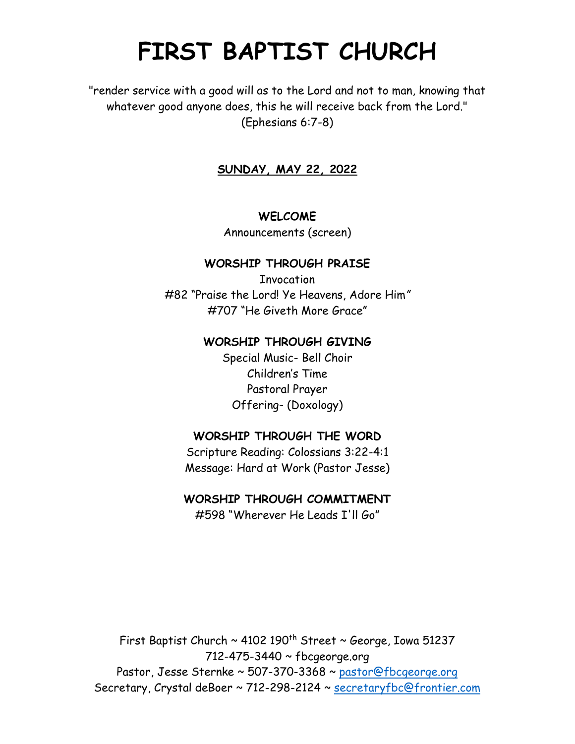# FIRST BAPTIST CHURCH

"render service with a good will as to the Lord and not to man, knowing that whatever good anyone does, this he will receive back from the Lord." (Ephesians 6:7-8)

**SUNDAY, MAY 22, 2022**

**WELCOME**

Announcements (screen)

**WORSHIP THROUGH PRAISE**

Invocation

#82 "Praise the Lord! Ye Heavens, Adore Him"

#707 "He Giveth More Grace"

**WORSHIP THROUGH GIVING**

Special Music- Bell Choir

Children's Time

Pastoral Prayer

Offering- (Doxology)

**WORSHIP THROUGH THE WORD**

Scripture Reading: Colossians 3:22-4:1

Message: Hard at Work (Pastor Jesse)

**WORSHIP THROUGH COMMITMENT**

#598 "Wherever He Leads I'll Go"

First Baptist Church ~ 4102 190th Street ~ George, Iowa 51237

712-475-3440 ~ fbcgeorge.org

Pastor, Jesse Sternke ~ 507-370-3368 ~ pastor@fbcgeorge.org

Secretary, Crystal deBoer ~ 712-298-2124 ~ secretaryfbc@frontier.com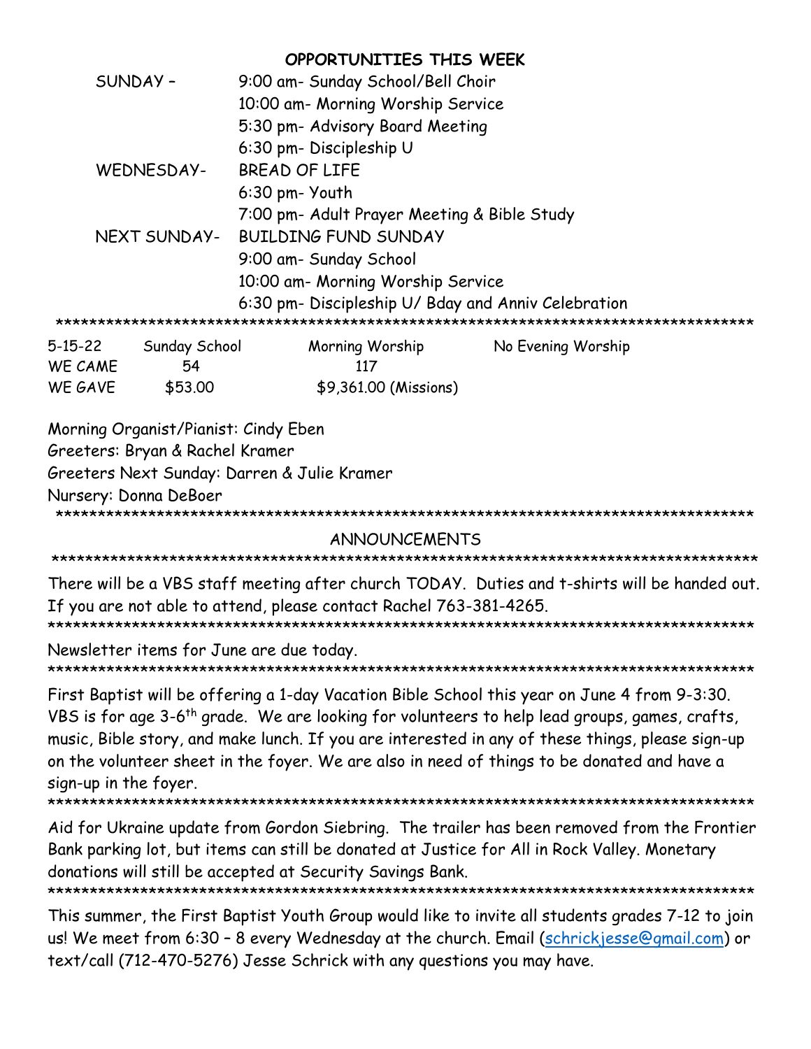## OPPORTUNITIES THIS WEEK

| | |
|---|---|
| SUNDAY – | 9:00 am- Sunday School/Bell Choir |
| | 10:00 am- Morning Worship Service |
| | 5:30 pm- Advisory Board Meeting |
| | 6:30 pm- Discipleship U |
| WEDNESDAY- | BREAD OF LIFE |
| | 6:30 pm- Youth |
| | 7:00 pm- Adult Prayer Meeting & Bible Study |
| NEXT SUNDAY- | BUILDING FUND SUNDAY |
| | 9:00 am- Sunday School |
| | 10:00 am- Morning Worship Service |
| | 6:30 pm- Discipleship U/ Bday and Anniv Celebration |

***************************************************************************************

| 5-15-22 | Sunday School | Morning Worship | No Evening Worship |
|---|---|---|---|
| WE CAME | 54 | 117 | |
| WE GAVE | $53.00 | $9,361.00 (Missions) | |

Morning Organist/Pianist: Cindy Eben
Greeters: Bryan & Rachel Kramer
Greeters Next Sunday: Darren & Julie Kramer
Nursery: Donna DeBoer

***************************************************************************************

## ANNOUNCEMENTS

***************************************************************************************

There will be a VBS staff meeting after church TODAY. Duties and t-shirts will be handed out. If you are not able to attend, please contact Rachel 763-381-4265.

***************************************************************************************

Newsletter items for June are due today.

***************************************************************************************

First Baptist will be offering a 1-day Vacation Bible School this year on June 4 from 9-3:30. VBS is for age 3-6th grade. We are looking for volunteers to help lead groups, games, crafts, music, Bible story, and make lunch. If you are interested in any of these things, please sign-up on the volunteer sheet in the foyer. We are also in need of things to be donated and have a sign-up in the foyer.

***************************************************************************************

Aid for Ukraine update from Gordon Siebring. The trailer has been removed from the Frontier Bank parking lot, but items can still be donated at Justice for All in Rock Valley. Monetary donations will still be accepted at Security Savings Bank.

***************************************************************************************

This summer, the First Baptist Youth Group would like to invite all students grades 7-12 to join us! We meet from 6:30 – 8 every Wednesday at the church. Email (schrickjesse@gmail.com) or text/call (712-470-5276) Jesse Schrick with any questions you may have.